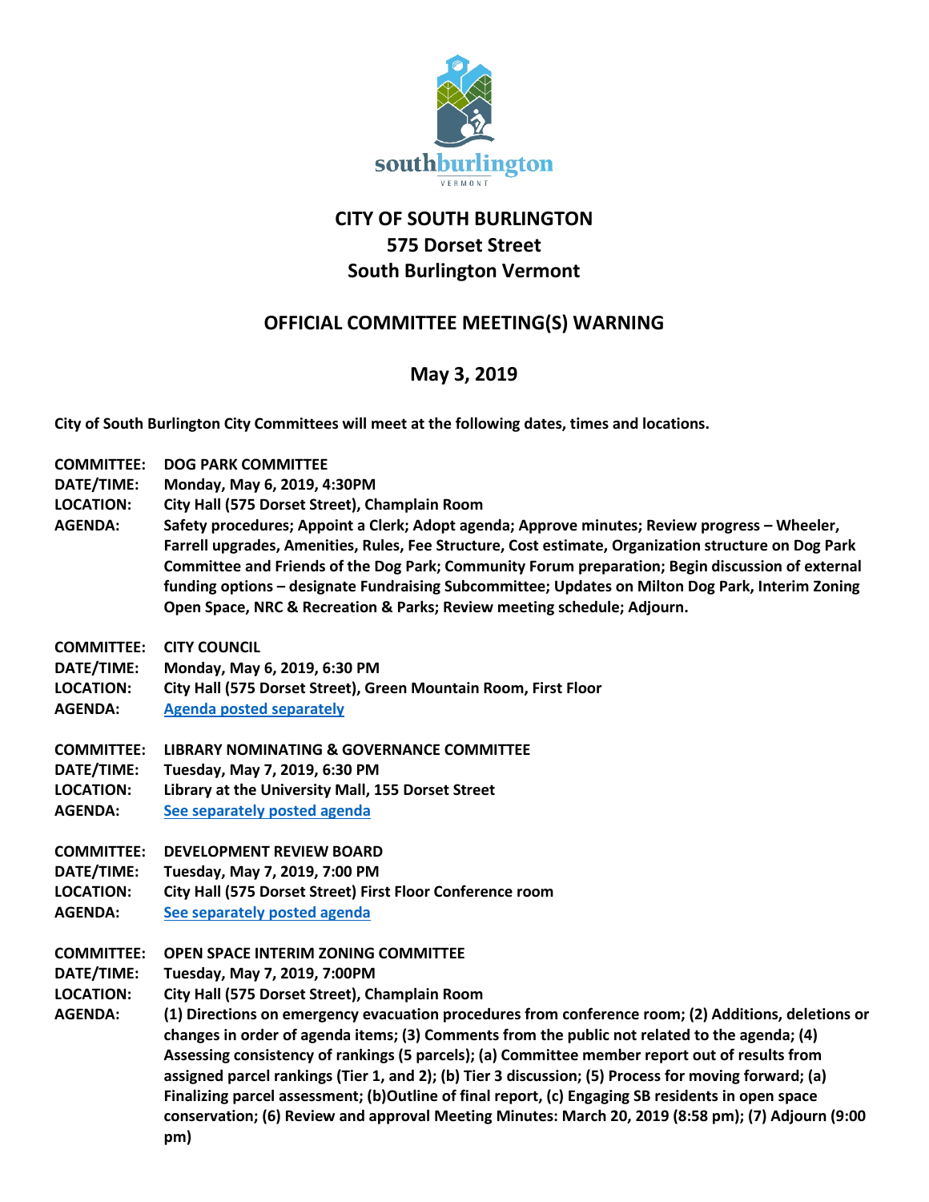# CITY OF SOUTH BURLINGTON
# 575 Dorset Street
# South Burlington Vermont

## OFFICIAL COMMITTEE MEETING(S) WARNING

## May 3, 2019

**City of South Burlington City Committees will meet at the following dates, times and locations.**

**COMMITTEE:** **DOG PARK COMMITTEE**
**DATE/TIME:** **Monday, May 6, 2019, 4:30PM**
**LOCATION:** **City Hall (575 Dorset Street), Champlain Room**
**AGENDA:** **Safety procedures; Appoint a Clerk; Adopt agenda; Approve minutes; Review progress – Wheeler, Farrell upgrades, Amenities, Rules, Fee Structure, Cost estimate, Organization structure on Dog Park Committee and Friends of the Dog Park; Community Forum preparation; Begin discussion of external funding options – designate Fundraising Subcommittee; Updates on Milton Dog Park, Interim Zoning Open Space, NRC & Recreation & Parks; Review meeting schedule; Adjourn.**

**COMMITTEE:** **CITY COUNCIL**
**DATE/TIME:** **Monday, May 6, 2019, 6:30 PM**
**LOCATION:** **City Hall (575 Dorset Street), Green Mountain Room, First Floor**
**AGENDA:** **Agenda posted separately**

**COMMITTEE:** **LIBRARY NOMINATING & GOVERNANCE COMMITTEE**
**DATE/TIME:** **Tuesday, May 7, 2019, 6:30 PM**
**LOCATION:** **Library at the University Mall, 155 Dorset Street**
**AGENDA:** **See separately posted agenda**

**COMMITTEE:** **DEVELOPMENT REVIEW BOARD**
**DATE/TIME:** **Tuesday, May 7, 2019, 7:00 PM**
**LOCATION:** **City Hall (575 Dorset Street) First Floor Conference room**
**AGENDA:** **See separately posted agenda**

**COMMITTEE:** **OPEN SPACE INTERIM ZONING COMMITTEE**
**DATE/TIME:** **Tuesday, May 7, 2019, 7:00PM**
**LOCATION:** **City Hall (575 Dorset Street), Champlain Room**
**AGENDA:** **(1) Directions on emergency evacuation procedures from conference room; (2) Additions, deletions or changes in order of agenda items; (3) Comments from the public not related to the agenda; (4) Assessing consistency of rankings (5 parcels); (a) Committee member report out of results from assigned parcel rankings (Tier 1, and 2); (b) Tier 3 discussion; (5) Process for moving forward; (a) Finalizing parcel assessment; (b)Outline of final report, (c) Engaging SB residents in open space conservation; (6) Review and approval Meeting Minutes: March 20, 2019 (8:58 pm); (7) Adjourn (9:00 pm)**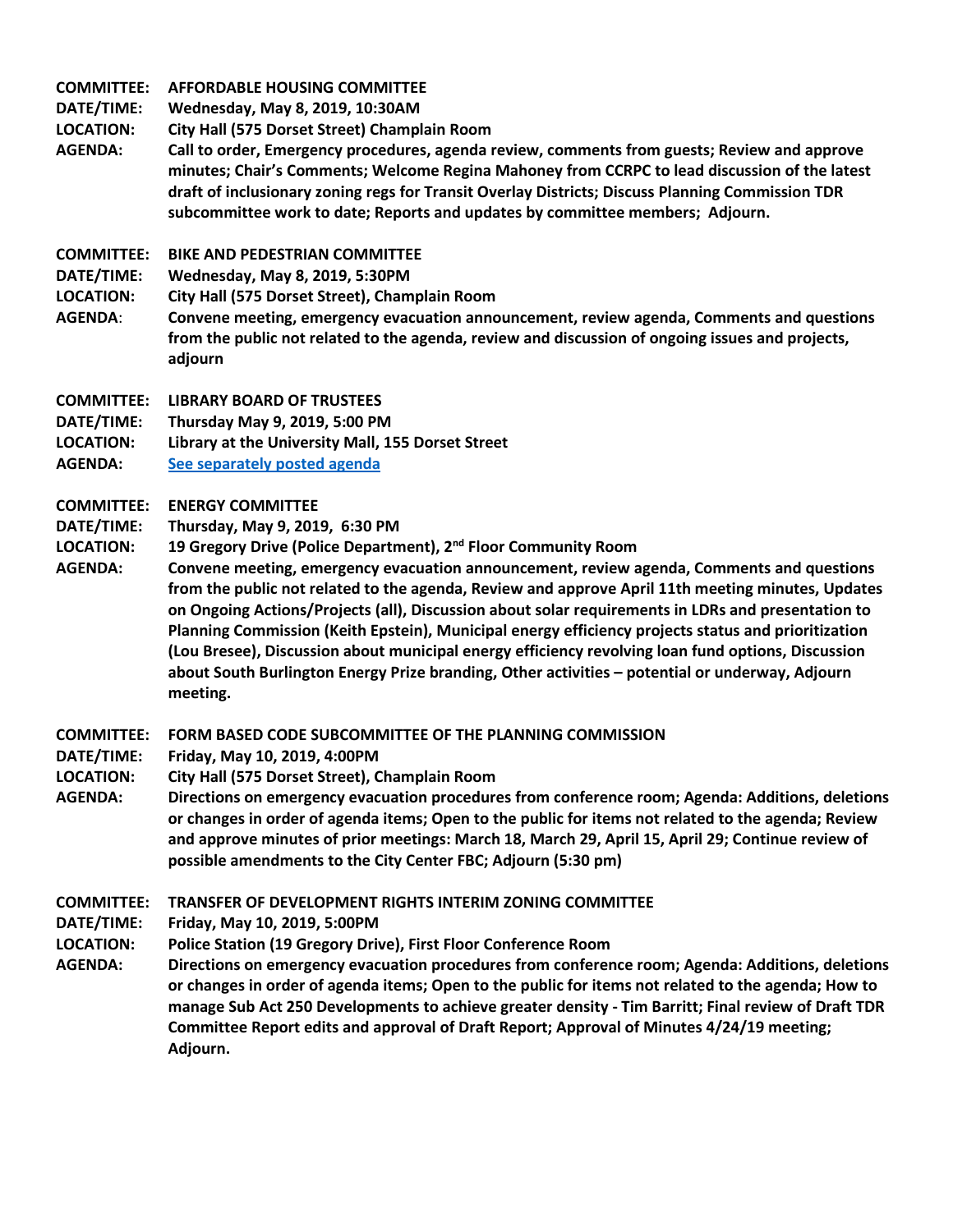**COMMITTEE:** **AFFORDABLE HOUSING COMMITTEE**
**DATE/TIME:** **Wednesday, May 8, 2019, 10:30AM**
**LOCATION:** **City Hall (575 Dorset Street) Champlain Room**
**AGENDA:** **Call to order, Emergency procedures, agenda review, comments from guests; Review and approve minutes; Chair's Comments; Welcome Regina Mahoney from CCRPC to lead discussion of the latest draft of inclusionary zoning regs for Transit Overlay Districts; Discuss Planning Commission TDR subcommittee work to date; Reports and updates by committee members; Adjourn.**

**COMMITTEE:** **BIKE AND PEDESTRIAN COMMITTEE**
**DATE/TIME:** **Wednesday, May 8, 2019, 5:30PM**
**LOCATION:** **City Hall (575 Dorset Street), Champlain Room**
**AGENDA:** **Convene meeting, emergency evacuation announcement, review agenda, Comments and questions from the public not related to the agenda, review and discussion of ongoing issues and projects, adjourn**

**COMMITTEE:** **LIBRARY BOARD OF TRUSTEES**
**DATE/TIME:** **Thursday May 9, 2019, 5:00 PM**
**LOCATION:** **Library at the University Mall, 155 Dorset Street**
**AGENDA:** **See separately posted agenda**

**COMMITTEE:** **ENERGY COMMITTEE**
**DATE/TIME:** **Thursday, May 9, 2019, 6:30 PM**
**LOCATION:** **19 Gregory Drive (Police Department), 2nd Floor Community Room**
**AGENDA:** **Convene meeting, emergency evacuation announcement, review agenda, Comments and questions from the public not related to the agenda, Review and approve April 11th meeting minutes, Updates on Ongoing Actions/Projects (all), Discussion about solar requirements in LDRs and presentation to Planning Commission (Keith Epstein), Municipal energy efficiency projects status and prioritization (Lou Bresee), Discussion about municipal energy efficiency revolving loan fund options, Discussion about South Burlington Energy Prize branding, Other activities – potential or underway, Adjourn meeting.**

**COMMITTEE:** **FORM BASED CODE SUBCOMMITTEE OF THE PLANNING COMMISSION**
**DATE/TIME:** **Friday, May 10, 2019, 4:00PM**
**LOCATION:** **City Hall (575 Dorset Street), Champlain Room**
**AGENDA:** **Directions on emergency evacuation procedures from conference room; Agenda: Additions, deletions or changes in order of agenda items; Open to the public for items not related to the agenda; Review and approve minutes of prior meetings: March 18, March 29, April 15, April 29; Continue review of possible amendments to the City Center FBC; Adjourn (5:30 pm)**

**COMMITTEE:** **TRANSFER OF DEVELOPMENT RIGHTS INTERIM ZONING COMMITTEE**
**DATE/TIME:** **Friday, May 10, 2019, 5:00PM**
**LOCATION:** **Police Station (19 Gregory Drive), First Floor Conference Room**
**AGENDA:** **Directions on emergency evacuation procedures from conference room; Agenda: Additions, deletions or changes in order of agenda items; Open to the public for items not related to the agenda; How to manage Sub Act 250 Developments to achieve greater density - Tim Barritt; Final review of Draft TDR Committee Report edits and approval of Draft Report; Approval of Minutes 4/24/19 meeting; Adjourn.**